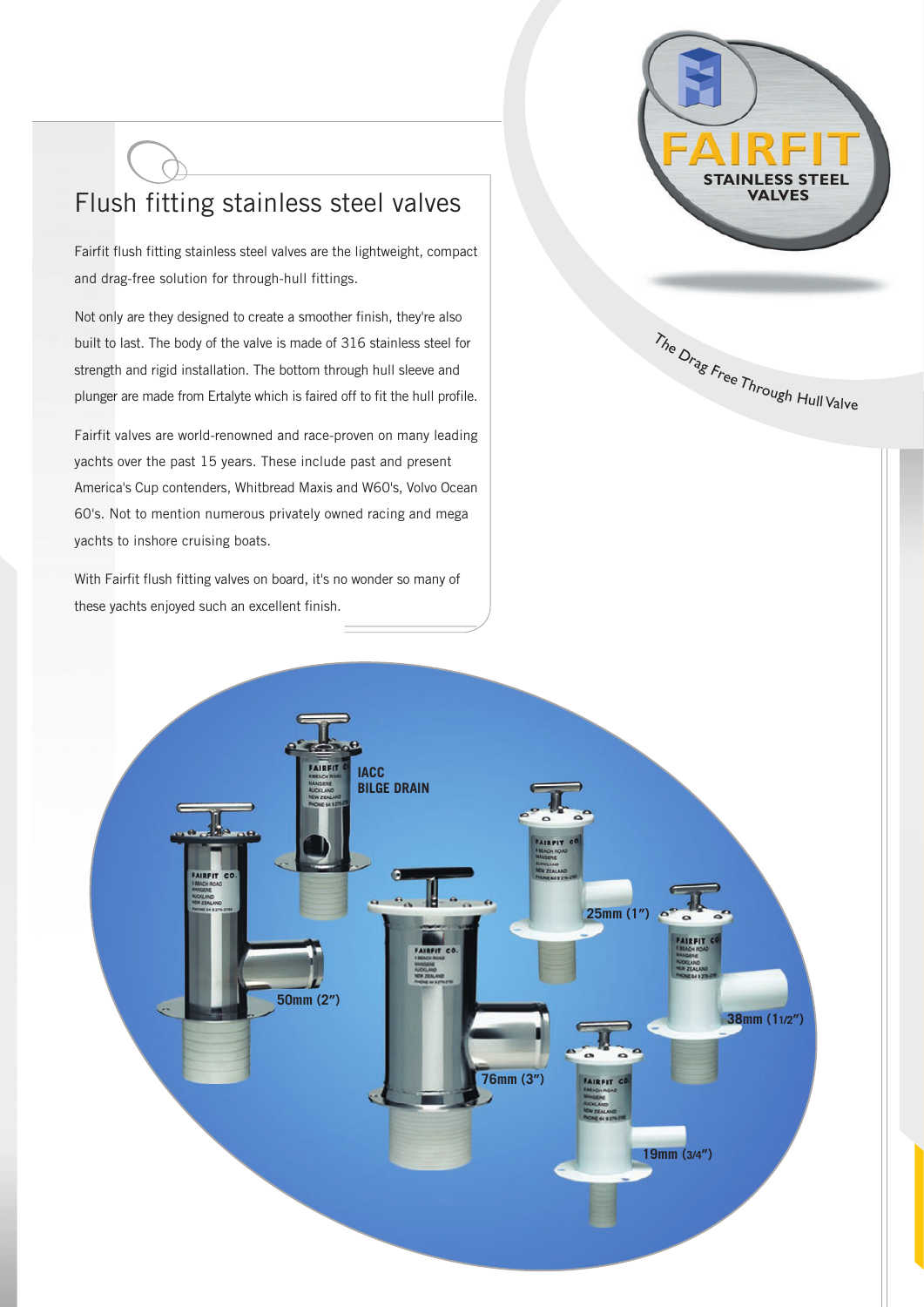# Flush fitting stainless steel valves

Fairfit flush fitting stainless steel valves are the lightweight, compact and drag-free solution for through-hull fittings.

Not only are they designed to create a smoother finish, they're also built to last. The body of the valve is made of 316 stainless steel for strength and rigid installation. The bottom through hull sleeve and plunger are made from Ertalyte which is faired off to fit the hull profile.

Fairfit valves are world-renowned and race-proven on many leading yachts over the past 15 years. These include past and present America's Cup contenders, Whitbread Maxis and W60's, Volvo Ocean 60's. Not to mention numerous privately owned racing and mega yachts to inshore cruising boats.

With Fairfit flush fitting valves on board, it's no wonder so many of these yachts enjoyed such an excellent finish.

**FAIRFIT**
**STAINLESS STEEL VALVES**

*The Drag Free Through Hull Valve*

IACC BILGE DRAIN

50mm (2″)

76mm (3″)

25mm (1″)

38mm (1½″)

19mm (3/4″)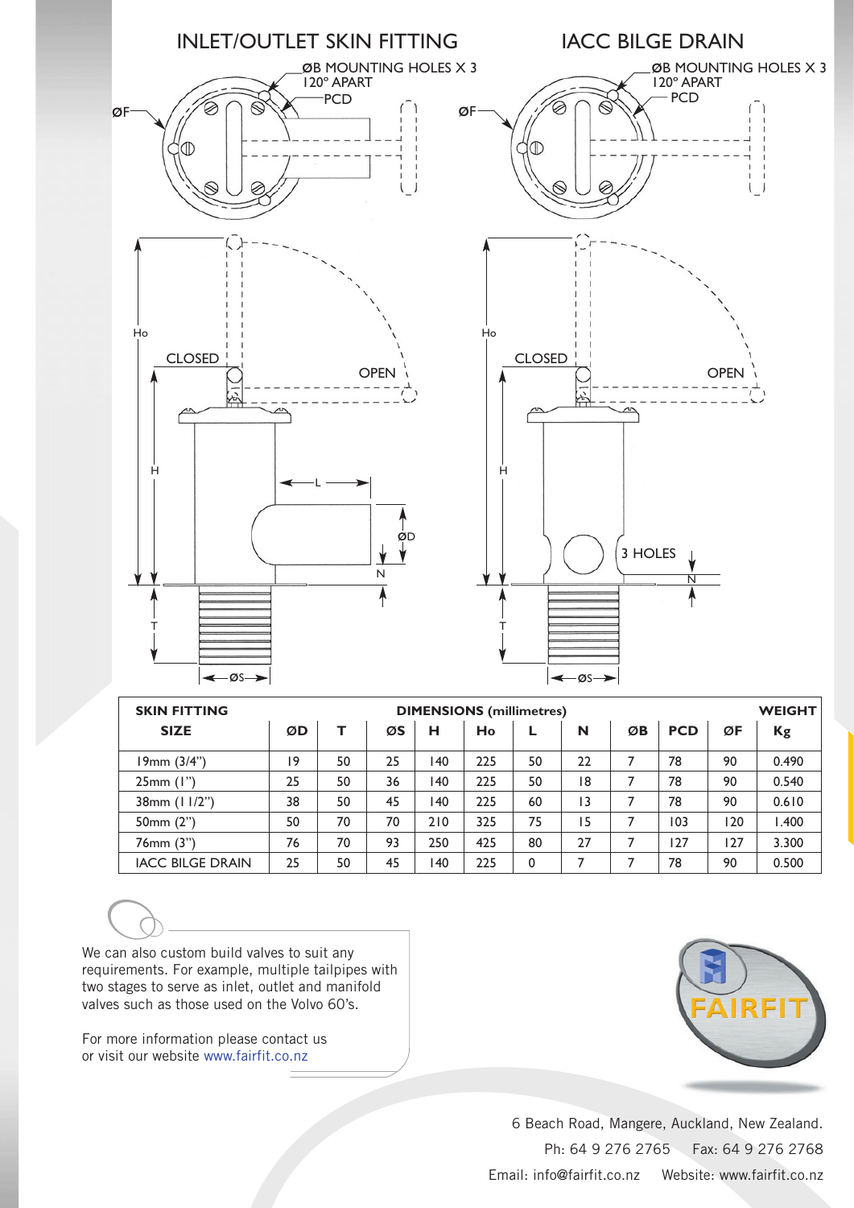## INLET/OUTLET SKIN FITTING

ØB MOUNTING HOLES X 3
120° APART
PCD
ØF
Ho
CLOSED
OPEN
H
L
ØD
N
T
ØS

## IACC BILGE DRAIN

ØB MOUNTING HOLES X 3
120° APART
PCD
ØF
Ho
CLOSED
OPEN
H
3 HOLES
N
T
ØS

| SKIN FITTING | DIMENSIONS (millimetres) | | | | | | | | | | WEIGHT |
|---|---|---|---|---|---|---|---|---|---|---|---|
| SIZE | ØD | T | ØS | H | Ho | L | N | ØB | PCD | ØF | Kg |
| 19mm (3/4") | 19 | 50 | 25 | 140 | 225 | 50 | 22 | 7 | 78 | 90 | 0.490 |
| 25mm (1") | 25 | 50 | 36 | 140 | 225 | 50 | 18 | 7 | 78 | 90 | 0.540 |
| 38mm (1 1/2") | 38 | 50 | 45 | 140 | 225 | 60 | 13 | 7 | 78 | 90 | 0.610 |
| 50mm (2") | 50 | 70 | 70 | 210 | 325 | 75 | 15 | 7 | 103 | 120 | 1.400 |
| 76mm (3") | 76 | 70 | 93 | 250 | 425 | 80 | 27 | 7 | 127 | 127 | 3.300 |
| IACC BILGE DRAIN | 25 | 50 | 45 | 140 | 225 | 0 | 7 | 7 | 78 | 90 | 0.500 |

We can also custom build valves to suit any requirements. For example, multiple tailpipes with two stages to serve as inlet, outlet and manifold valves such as those used on the Volvo 60's.

For more information please contact us or visit our website www.fairfit.co.nz

FAIRFIT

6 Beach Road, Mangere, Auckland, New Zealand.
Ph: 64 9 276 2765 Fax: 64 9 276 2768
Email: info@fairfit.co.nz Website: www.fairfit.co.nz